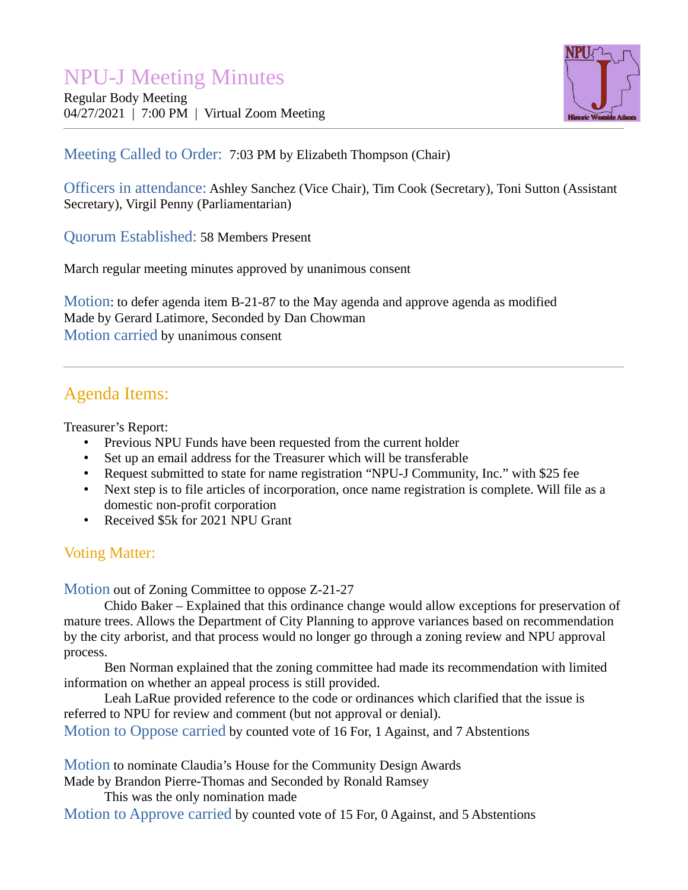# NPU-J Meeting Minutes

Regular Body Meeting
04/27/2021 | 7:00 PM | Virtual Zoom Meeting

**Meeting Called to Order:** 7:03 PM by Elizabeth Thompson (Chair)

**Officers in attendance:** Ashley Sanchez (Vice Chair), Tim Cook (Secretary), Toni Sutton (Assistant Secretary), Virgil Penny (Parliamentarian)

**Quorum Established:** 58 Members Present

March regular meeting minutes approved by unanimous consent

**Motion**: to defer agenda item B-21-87 to the May agenda and approve agenda as modified
Made by Gerard Latimore, Seconded by Dan Chowman
**Motion carried** by unanimous consent

---

## Agenda Items:

Treasurer's Report:

- Previous NPU Funds have been requested from the current holder
- Set up an email address for the Treasurer which will be transferable
- Request submitted to state for name registration "NPU-J Community, Inc." with $25 fee
- Next step is to file articles of incorporation, once name registration is complete. Will file as a domestic non-profit corporation
- Received $5k for 2021 NPU Grant

## Voting Matter:

**Motion** out of Zoning Committee to oppose Z-21-27

Chido Baker – Explained that this ordinance change would allow exceptions for preservation of mature trees. Allows the Department of City Planning to approve variances based on recommendation by the city arborist, and that process would no longer go through a zoning review and NPU approval process.

Ben Norman explained that the zoning committee had made its recommendation with limited information on whether an appeal process is still provided.

Leah LaRue provided reference to the code or ordinances which clarified that the issue is referred to NPU for review and comment (but not approval or denial).

**Motion to Oppose carried** by counted vote of 16 For, 1 Against, and 7 Abstentions

**Motion** to nominate Claudia's House for the Community Design Awards
Made by Brandon Pierre-Thomas and Seconded by Ronald Ramsey

This was the only nomination made

**Motion to Approve carried** by counted vote of 15 For, 0 Against, and 5 Abstentions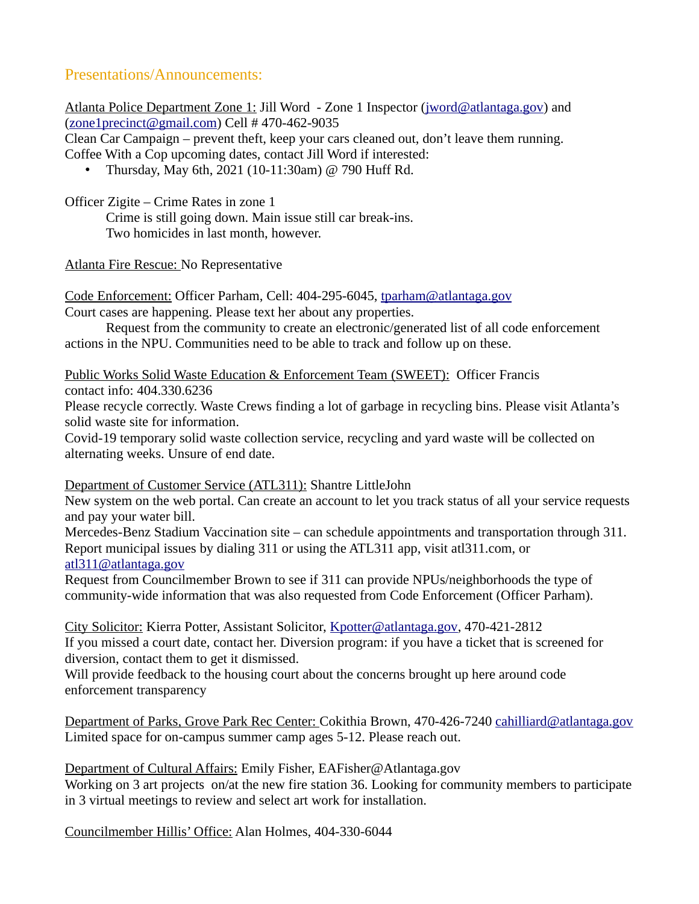## Presentations/Announcements:

Atlanta Police Department Zone 1: Jill Word - Zone 1 Inspector (jword@atlantaga.gov) and (zone1precinct@gmail.com) Cell # 470-462-9035
Clean Car Campaign – prevent theft, keep your cars cleaned out, don't leave them running.
Coffee With a Cop upcoming dates, contact Jill Word if interested:

- Thursday, May 6th, 2021 (10-11:30am) @ 790 Huff Rd.

Officer Zigite – Crime Rates in zone 1
Crime is still going down. Main issue still car break-ins.
Two homicides in last month, however.

Atlanta Fire Rescue: No Representative

Code Enforcement: Officer Parham, Cell: 404-295-6045, tparham@atlantaga.gov
Court cases are happening. Please text her about any properties.
Request from the community to create an electronic/generated list of all code enforcement actions in the NPU. Communities need to be able to track and follow up on these.

Public Works Solid Waste Education & Enforcement Team (SWEET): Officer Francis
contact info: 404.330.6236
Please recycle correctly. Waste Crews finding a lot of garbage in recycling bins. Please visit Atlanta's solid waste site for information.
Covid-19 temporary solid waste collection service, recycling and yard waste will be collected on alternating weeks. Unsure of end date.

Department of Customer Service (ATL311): Shantre LittleJohn
New system on the web portal. Can create an account to let you track status of all your service requests and pay your water bill.
Mercedes-Benz Stadium Vaccination site – can schedule appointments and transportation through 311.
Report municipal issues by dialing 311 or using the ATL311 app, visit atl311.com, or atl311@atlantaga.gov
Request from Councilmember Brown to see if 311 can provide NPUs/neighborhoods the type of community-wide information that was also requested from Code Enforcement (Officer Parham).

City Solicitor: Kierra Potter, Assistant Solicitor, Kpotter@atlantaga.gov, 470-421-2812
If you missed a court date, contact her. Diversion program: if you have a ticket that is screened for diversion, contact them to get it dismissed.
Will provide feedback to the housing court about the concerns brought up here around code enforcement transparency

Department of Parks, Grove Park Rec Center: Cokithia Brown, 470-426-7240 cahilliard@atlantaga.gov
Limited space for on-campus summer camp ages 5-12. Please reach out.

Department of Cultural Affairs: Emily Fisher, EAFisher@Atlantaga.gov
Working on 3 art projects on/at the new fire station 36. Looking for community members to participate in 3 virtual meetings to review and select art work for installation.

Councilmember Hillis' Office: Alan Holmes, 404-330-6044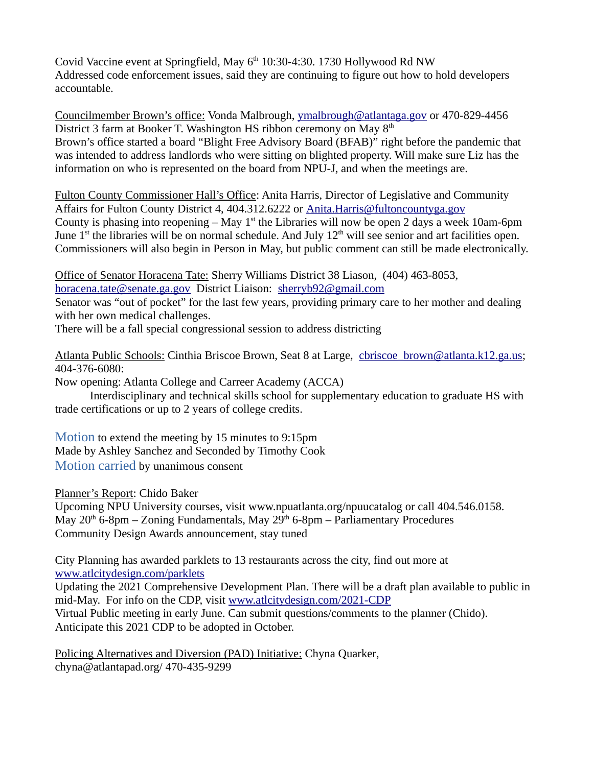Covid Vaccine event at Springfield, May 6th 10:30-4:30. 1730 Hollywood Rd NW
Addressed code enforcement issues, said they are continuing to figure out how to hold developers accountable.

Councilmember Brown's office: Vonda Malbrough, ymalbrough@atlantaga.gov or 470-829-4456
District 3 farm at Booker T. Washington HS ribbon ceremony on May 8th
Brown's office started a board "Blight Free Advisory Board (BFAB)" right before the pandemic that was intended to address landlords who were sitting on blighted property. Will make sure Liz has the information on who is represented on the board from NPU-J, and when the meetings are.

Fulton County Commissioner Hall's Office: Anita Harris, Director of Legislative and Community Affairs for Fulton County District 4, 404.312.6222 or Anita.Harris@fultoncountyga.gov
County is phasing into reopening – May 1st the Libraries will now be open 2 days a week 10am-6pm June 1st the libraries will be on normal schedule. And July 12th will see senior and art facilities open. Commissioners will also begin in Person in May, but public comment can still be made electronically.

Office of Senator Horacena Tate: Sherry Williams District 38 Liason, (404) 463-8053, horacena.tate@senate.ga.gov District Liaison: sherryb92@gmail.com
Senator was "out of pocket" for the last few years, providing primary care to her mother and dealing with her own medical challenges.
There will be a fall special congressional session to address districting

Atlanta Public Schools: Cinthia Briscoe Brown, Seat 8 at Large, cbriscoe_brown@atlanta.k12.ga.us; 404-376-6080:
Now opening: Atlanta College and Carreer Academy (ACCA)
Interdisciplinary and technical skills school for supplementary education to graduate HS with trade certifications or up to 2 years of college credits.

Motion to extend the meeting by 15 minutes to 9:15pm
Made by Ashley Sanchez and Seconded by Timothy Cook
Motion carried by unanimous consent

Planner's Report: Chido Baker
Upcoming NPU University courses, visit www.npuatlanta.org/npuucatalog or call 404.546.0158.
May 20th 6-8pm – Zoning Fundamentals, May 29th 6-8pm – Parliamentary Procedures
Community Design Awards announcement, stay tuned

City Planning has awarded parklets to 13 restaurants across the city, find out more at www.atlcitydesign.com/parklets
Updating the 2021 Comprehensive Development Plan. There will be a draft plan available to public in mid-May. For info on the CDP, visit www.atlcitydesign.com/2021-CDP
Virtual Public meeting in early June. Can submit questions/comments to the planner (Chido).
Anticipate this 2021 CDP to be adopted in October.

Policing Alternatives and Diversion (PAD) Initiative: Chyna Quarker, chyna@atlantapad.org/ 470-435-9299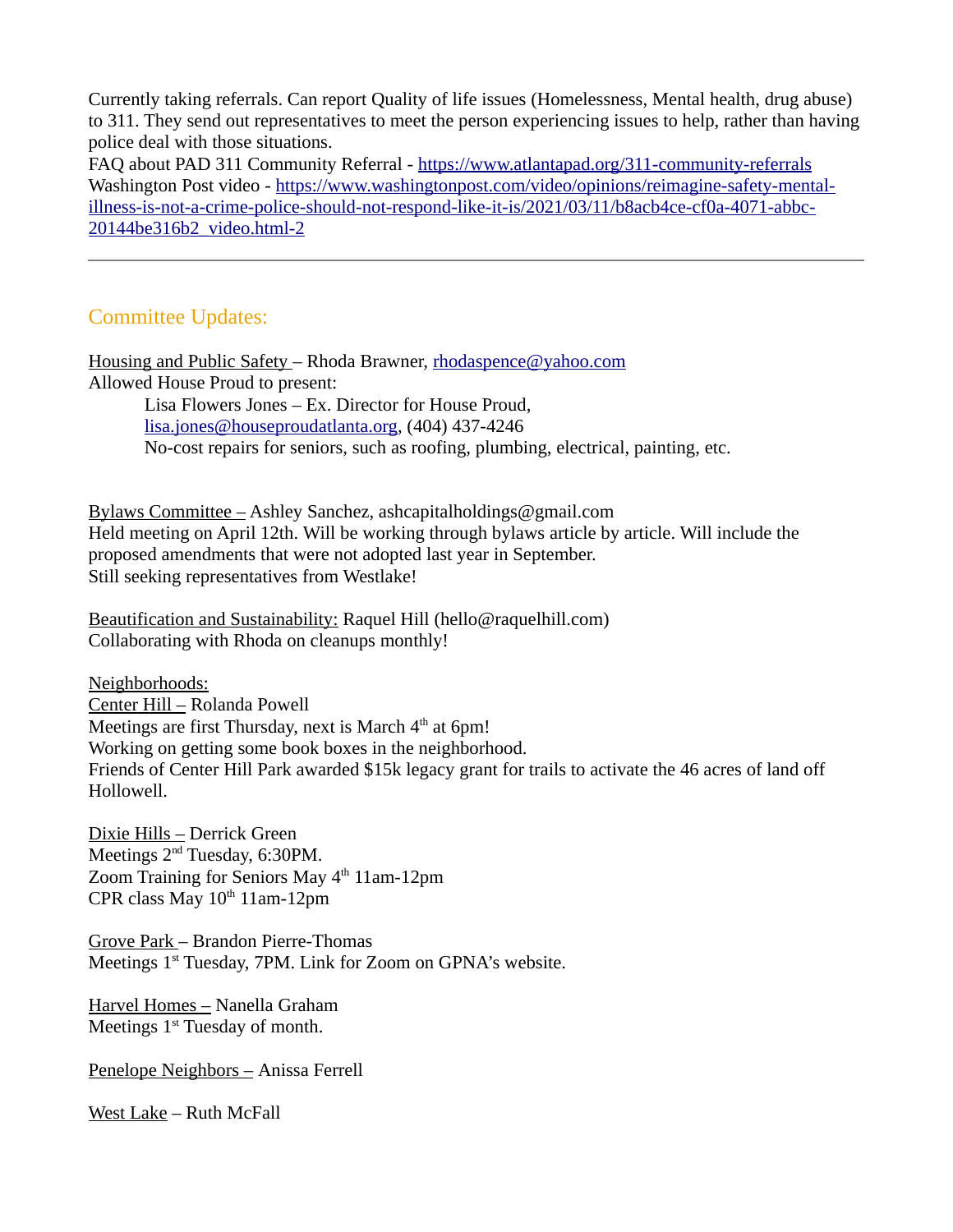Currently taking referrals. Can report Quality of life issues (Homelessness, Mental health, drug abuse) to 311. They send out representatives to meet the person experiencing issues to help, rather than having police deal with those situations.
FAQ about PAD 311 Community Referral - https://www.atlantapad.org/311-community-referrals
Washington Post video - https://www.washingtonpost.com/video/opinions/reimagine-safety-mental-illness-is-not-a-crime-police-should-not-respond-like-it-is/2021/03/11/b8acb4ce-cf0a-4071-abbc-20144be316b2_video.html-2

---

## Committee Updates:

Housing and Public Safety – Rhoda Brawner, rhodaspence@yahoo.com
Allowed House Proud to present:

> Lisa Flowers Jones – Ex. Director for House Proud, lisa.jones@houseproudatlanta.org, (404) 437-4246
> No-cost repairs for seniors, such as roofing, plumbing, electrical, painting, etc.

Bylaws Committee – Ashley Sanchez, ashcapitalholdings@gmail.com
Held meeting on April 12th. Will be working through bylaws article by article. Will include the proposed amendments that were not adopted last year in September.
Still seeking representatives from Westlake!

Beautification and Sustainability: Raquel Hill (hello@raquelhill.com)
Collaborating with Rhoda on cleanups monthly!

Neighborhoods:

Center Hill – Rolanda Powell
Meetings are first Thursday, next is March 4th at 6pm!
Working on getting some book boxes in the neighborhood.
Friends of Center Hill Park awarded $15k legacy grant for trails to activate the 46 acres of land off Hollowell.

Dixie Hills – Derrick Green
Meetings 2nd Tuesday, 6:30PM.
Zoom Training for Seniors May 4th 11am-12pm
CPR class May 10th 11am-12pm

Grove Park – Brandon Pierre-Thomas
Meetings 1st Tuesday, 7PM. Link for Zoom on GPNA's website.

Harvel Homes – Nanella Graham
Meetings 1st Tuesday of month.

Penelope Neighbors – Anissa Ferrell

West Lake – Ruth McFall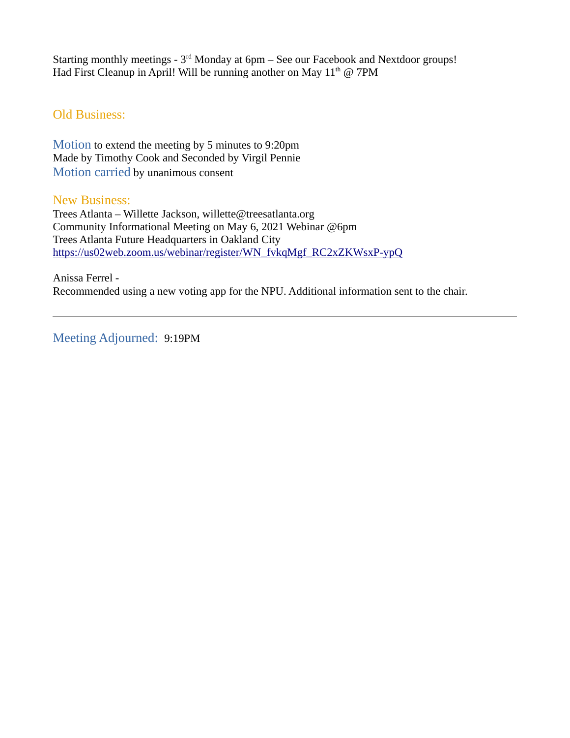Starting monthly meetings - 3rd Monday at 6pm – See our Facebook and Nextdoor groups!
Had First Cleanup in April! Will be running another on May 11th @ 7PM

## Old Business:

Motion to extend the meeting by 5 minutes to 9:20pm
Made by Timothy Cook and Seconded by Virgil Pennie
Motion carried by unanimous consent

## New Business:

Trees Atlanta – Willette Jackson, willette@treesatlanta.org
Community Informational Meeting on May 6, 2021 Webinar @6pm
Trees Atlanta Future Headquarters in Oakland City
https://us02web.zoom.us/webinar/register/WN_fvkqMgf_RC2xZKWsxP-ypQ

Anissa Ferrel -
Recommended using a new voting app for the NPU. Additional information sent to the chair.

---

Meeting Adjourned: 9:19PM